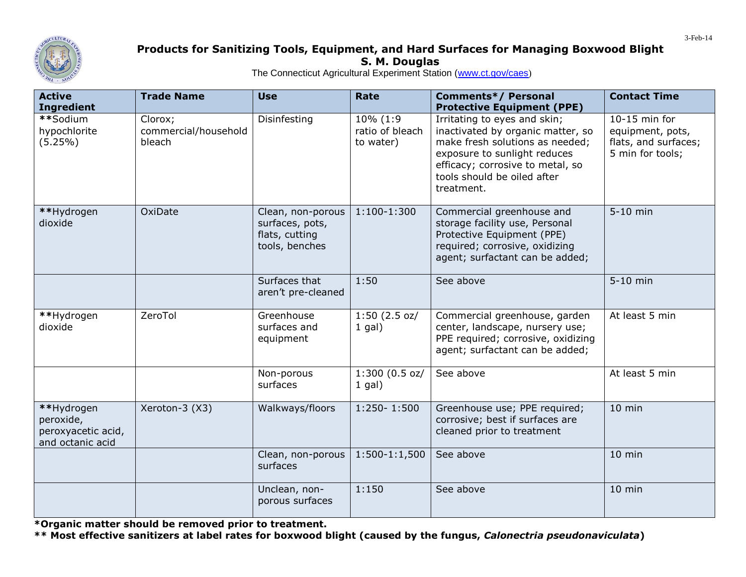# Products for Sanitizing Tools, Equipment, and Hard Surfaces for Managing Boxwood Blight

**S. M. Douglas**

The Connecticut Agricultural Experiment Station (www.ct.gov/caes)

| Active Ingredient | Trade Name | Use | Rate | Comments*/ Personal Protective Equipment (PPE) | Contact Time |
|---|---|---|---|---|---|
| **Sodium hypochlorite (5.25%) | Clorox; commercial/household bleach | Disinfesting | 10% (1:9 ratio of bleach to water) | Irritating to eyes and skin; inactivated by organic matter, so make fresh solutions as needed; exposure to sunlight reduces efficacy; corrosive to metal, so tools should be oiled after treatment. | 10-15 min for equipment, pots, flats, and surfaces; 5 min for tools; |
| **Hydrogen dioxide | OxiDate | Clean, non-porous surfaces, pots, flats, cutting tools, benches | 1:100-1:300 | Commercial greenhouse and storage facility use, Personal Protective Equipment (PPE) required; corrosive, oxidizing agent; surfactant can be added; | 5-10 min |
| | | Surfaces that aren't pre-cleaned | 1:50 | See above | 5-10 min |
| **Hydrogen dioxide | ZeroTol | Greenhouse surfaces and equipment | 1:50 (2.5 oz/ 1 gal) | Commercial greenhouse, garden center, landscape, nursery use; PPE required; corrosive, oxidizing agent; surfactant can be added; | At least 5 min |
| | | Non-porous surfaces | 1:300 (0.5 oz/ 1 gal) | See above | At least 5 min |
| **Hydrogen peroxide, peroxyacetic acid, and octanic acid | Xeroton-3 (X3) | Walkways/floors | 1:250- 1:500 | Greenhouse use; PPE required; corrosive; best if surfaces are cleaned prior to treatment | 10 min |
| | | Clean, non-porous surfaces | 1:500-1:1,500 | See above | 10 min |
| | | Unclean, non-porous surfaces | 1:150 | See above | 10 min |

**\*Organic matter should be removed prior to treatment.**

**\*\* Most effective sanitizers at label rates for boxwood blight (caused by the fungus, *Calonectria pseudonaviculata*)**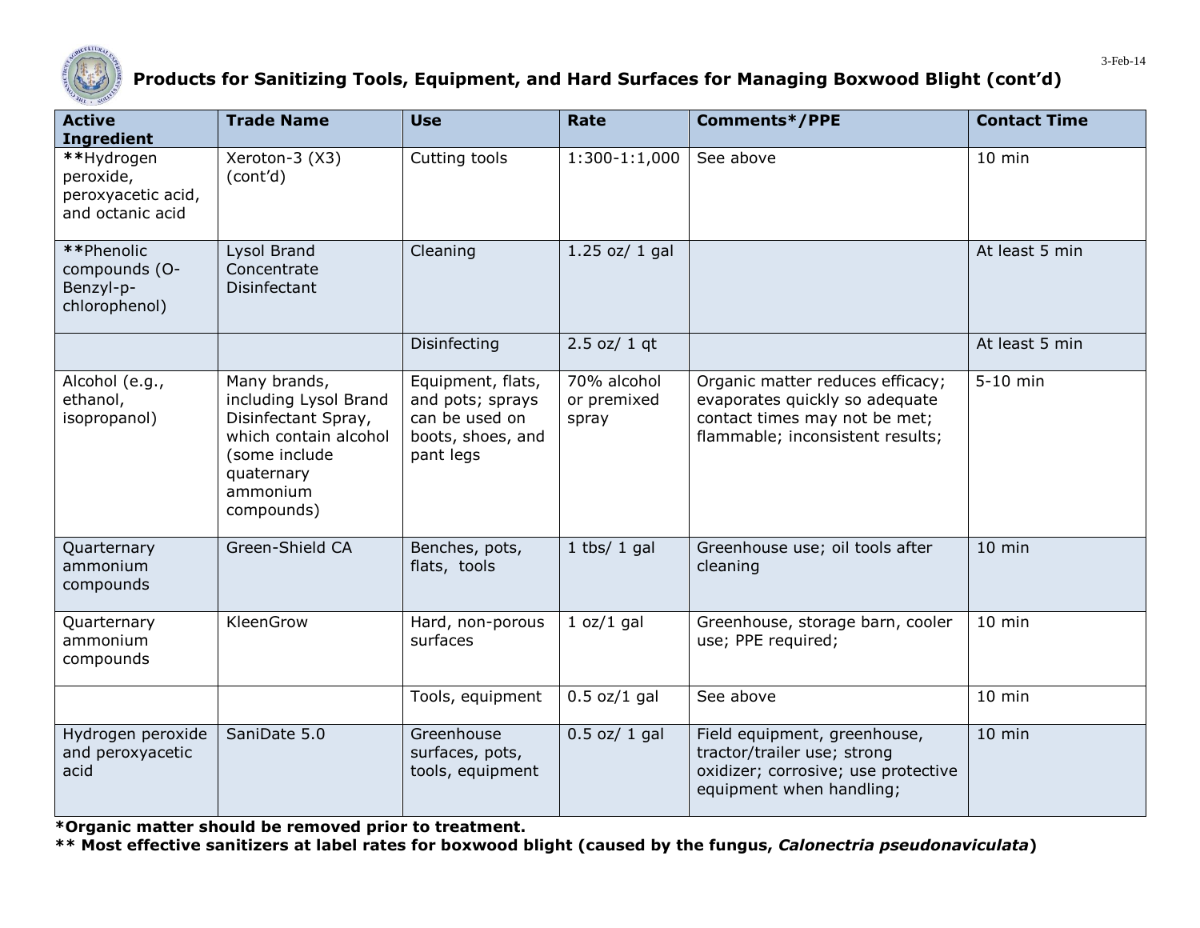## Products for Sanitizing Tools, Equipment, and Hard Surfaces for Managing Boxwood Blight (cont'd)

| Active Ingredient | Trade Name | Use | Rate | Comments*/PPE | Contact Time |
|---|---|---|---|---|---|
| **Hydrogen peroxide, peroxyacetic acid, and octanic acid | Xeroton-3 (X3) (cont'd) | Cutting tools | 1:300-1:1,000 | See above | 10 min |
| **Phenolic compounds (O-Benzyl-p-chlorophenol) | Lysol Brand Concentrate Disinfectant | Cleaning | 1.25 oz/ 1 gal | | At least 5 min |
| | | Disinfecting | 2.5 oz/ 1 qt | | At least 5 min |
| Alcohol (e.g., ethanol, isopropanol) | Many brands, including Lysol Brand Disinfectant Spray, which contain alcohol (some include quaternary ammonium compounds) | Equipment, flats, and pots; sprays can be used on boots, shoes, and pant legs | 70% alcohol or premixed spray | Organic matter reduces efficacy; evaporates quickly so adequate contact times may not be met; flammable; inconsistent results; | 5-10 min |
| Quarternary ammonium compounds | Green-Shield CA | Benches, pots, flats, tools | 1 tbs/ 1 gal | Greenhouse use; oil tools after cleaning | 10 min |
| Quarternary ammonium compounds | KleenGrow | Hard, non-porous surfaces | 1 oz/1 gal | Greenhouse, storage barn, cooler use; PPE required; | 10 min |
| | | Tools, equipment | 0.5 oz/1 gal | See above | 10 min |
| Hydrogen peroxide and peroxyacetic acid | SaniDate 5.0 | Greenhouse surfaces, pots, tools, equipment | 0.5 oz/ 1 gal | Field equipment, greenhouse, tractor/trailer use; strong oxidizer; corrosive; use protective equipment when handling; | 10 min |

**\*Organic matter should be removed prior to treatment.**

**\*\* Most effective sanitizers at label rates for boxwood blight (caused by the fungus, *Calonectria pseudonaviculata*)**